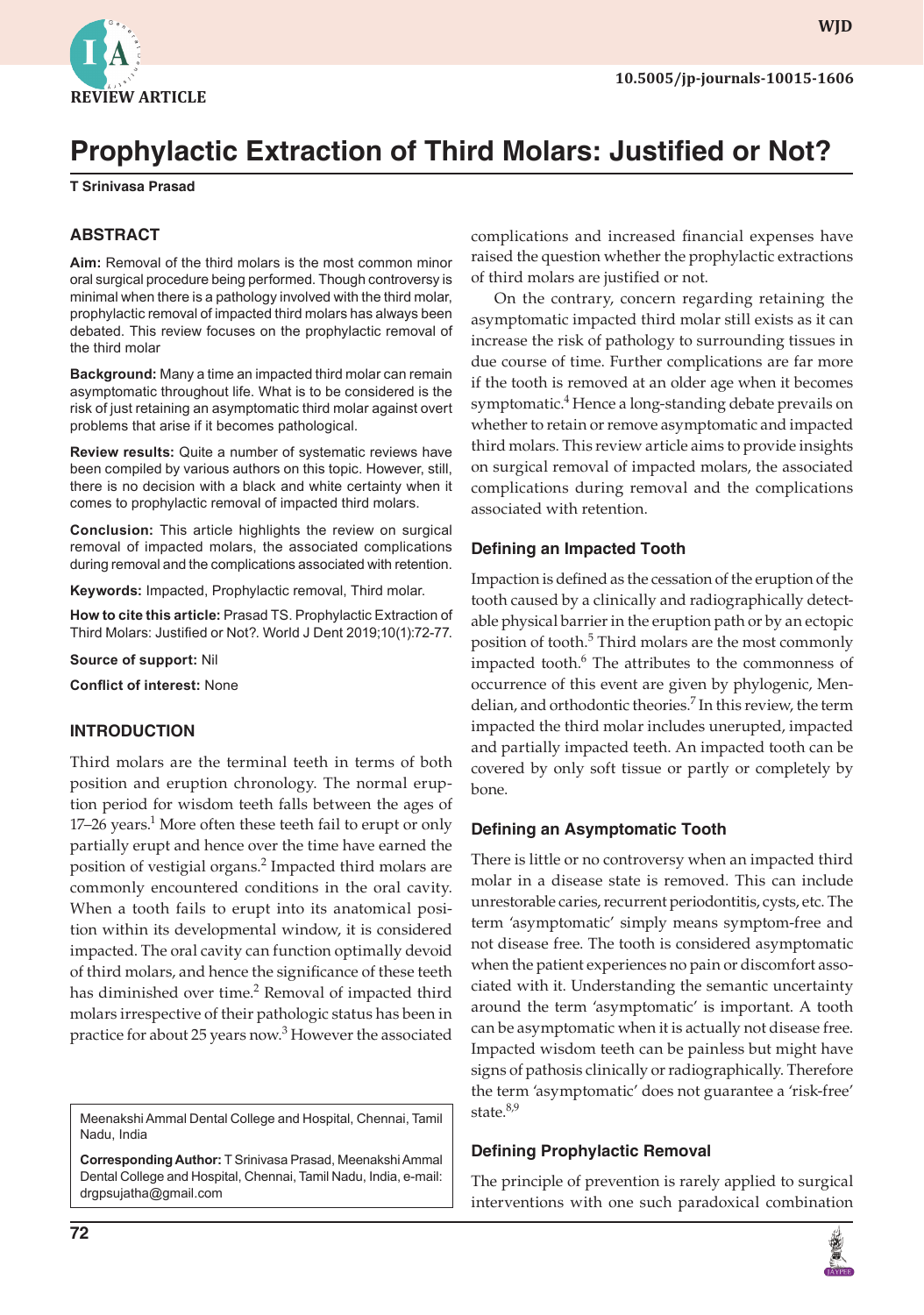REVIEW ARTICLE

10.5005/jp-journals-10015-1606

# Prophylactic Extraction of Third Molars: Justified or Not?

**T Srinivasa Prasad**

## ABSTRACT

**Aim:** Removal of the third molars is the most common minor oral surgical procedure being performed. Though controversy is minimal when there is a pathology involved with the third molar, prophylactic removal of impacted third molars has always been debated. This review focuses on the prophylactic removal of the third molar

**Background:** Many a time an impacted third molar can remain asymptomatic throughout life. What is to be considered is the risk of just retaining an asymptomatic third molar against overt problems that arise if it becomes pathological.

**Review results:** Quite a number of systematic reviews have been compiled by various authors on this topic. However, still, there is no decision with a black and white certainty when it comes to prophylactic removal of impacted third molars.

**Conclusion:** This article highlights the review on surgical removal of impacted molars, the associated complications during removal and the complications associated with retention.

**Keywords:** Impacted, Prophylactic removal, Third molar.

**How to cite this article:** Prasad TS. Prophylactic Extraction of Third Molars: Justified or Not?. World J Dent 2019;10(1):72-77.

**Source of support:** Nil

**Conflict of interest:** None

## INTRODUCTION

Third molars are the terminal teeth in terms of both position and eruption chronology. The normal eruption period for wisdom teeth falls between the ages of 17–26 years.[1] More often these teeth fail to erupt or only partially erupt and hence over the time have earned the position of vestigial organs.[2] Impacted third molars are commonly encountered conditions in the oral cavity. When a tooth fails to erupt into its anatomical position within its developmental window, it is considered impacted. The oral cavity can function optimally devoid of third molars, and hence the significance of these teeth has diminished over time.[2] Removal of impacted third molars irrespective of their pathologic status has been in practice for about 25 years now.[3] However the associated complications and increased financial expenses have raised the question whether the prophylactic extractions of third molars are justified or not.

On the contrary, concern regarding retaining the asymptomatic impacted third molar still exists as it can increase the risk of pathology to surrounding tissues in due course of time. Further complications are far more if the tooth is removed at an older age when it becomes symptomatic.[4] Hence a long-standing debate prevails on whether to retain or remove asymptomatic and impacted third molars. This review article aims to provide insights on surgical removal of impacted molars, the associated complications during removal and the complications associated with retention.

### Defining an Impacted Tooth

Impaction is defined as the cessation of the eruption of the tooth caused by a clinically and radiographically detectable physical barrier in the eruption path or by an ectopic position of tooth.[5] Third molars are the most commonly impacted tooth.[6] The attributes to the commonness of occurrence of this event are given by phylogenic, Mendelian, and orthodontic theories.[7] In this review, the term impacted the third molar includes unerupted, impacted and partially impacted teeth. An impacted tooth can be covered by only soft tissue or partly or completely by bone.

### Defining an Asymptomatic Tooth

There is little or no controversy when an impacted third molar in a disease state is removed. This can include unrestorable caries, recurrent periodontitis, cysts, etc. The term 'asymptomatic' simply means symptom-free and not disease free. The tooth is considered asymptomatic when the patient experiences no pain or discomfort associated with it. Understanding the semantic uncertainty around the term 'asymptomatic' is important. A tooth can be asymptomatic when it is actually not disease free. Impacted wisdom teeth can be painless but might have signs of pathosis clinically or radiographically. Therefore the term 'asymptomatic' does not guarantee a 'risk-free' state.[8,9]

### Defining Prophylactic Removal

The principle of prevention is rarely applied to surgical interventions with one such paradoxical combination

---

Meenakshi Ammal Dental College and Hospital, Chennai, Tamil Nadu, India

**Corresponding Author:** T Srinivasa Prasad, Meenakshi Ammal Dental College and Hospital, Chennai, Tamil Nadu, India, e-mail: drgpsujatha@gmail.com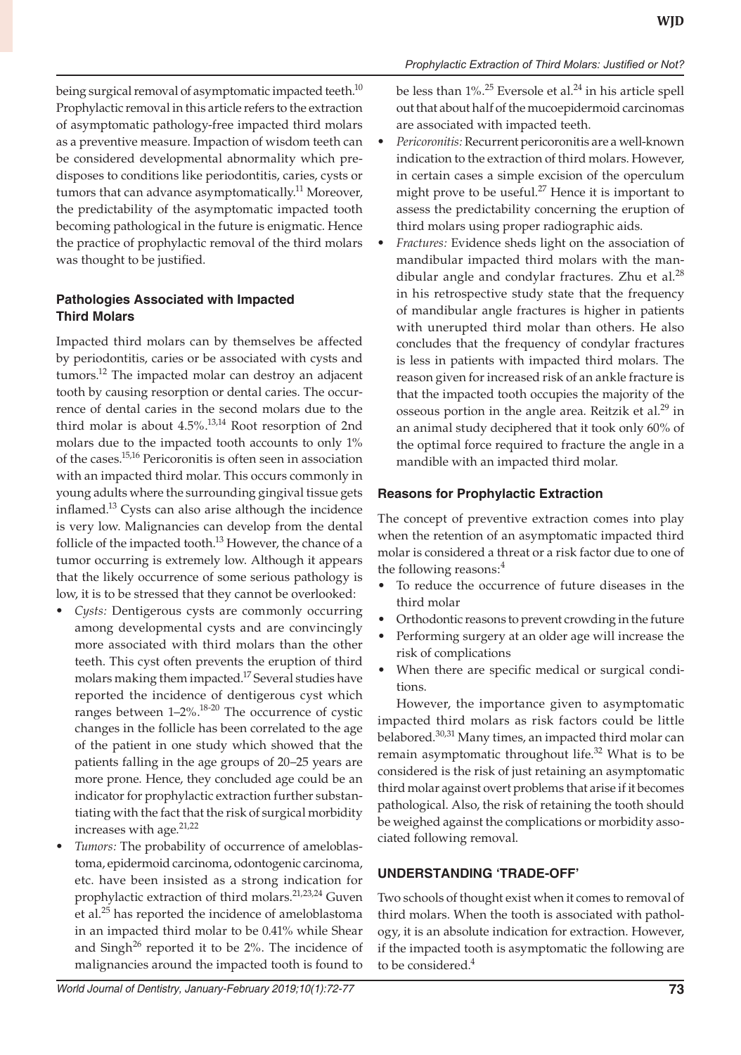being surgical removal of asymptomatic impacted teeth.[10] Prophylactic removal in this article refers to the extraction of asymptomatic pathology-free impacted third molars as a preventive measure. Impaction of wisdom teeth can be considered developmental abnormality which predisposes to conditions like periodontitis, caries, cysts or tumors that can advance asymptomatically.[11] Moreover, the predictability of the asymptomatic impacted tooth becoming pathological in the future is enigmatic. Hence the practice of prophylactic removal of the third molars was thought to be justified.

### Pathologies Associated with Impacted Third Molars

Impacted third molars can by themselves be affected by periodontitis, caries or be associated with cysts and tumors.[12] The impacted molar can destroy an adjacent tooth by causing resorption or dental caries. The occurrence of dental caries in the second molars due to the third molar is about 4.5%.[13,14] Root resorption of 2nd molars due to the impacted tooth accounts to only 1% of the cases.[15,16] Pericoronitis is often seen in association with an impacted third molar. This occurs commonly in young adults where the surrounding gingival tissue gets inflamed.[13] Cysts can also arise although the incidence is very low. Malignancies can develop from the dental follicle of the impacted tooth.[13] However, the chance of a tumor occurring is extremely low. Although it appears that the likely occurrence of some serious pathology is low, it is to be stressed that they cannot be overlooked:

- *Cysts:* Dentigerous cysts are commonly occurring among developmental cysts and are convincingly more associated with third molars than the other teeth. This cyst often prevents the eruption of third molars making them impacted.[17] Several studies have reported the incidence of dentigerous cyst which ranges between 1–2%.[18-20] The occurrence of cystic changes in the follicle has been correlated to the age of the patient in one study which showed that the patients falling in the age groups of 20–25 years are more prone. Hence, they concluded age could be an indicator for prophylactic extraction further substantiating with the fact that the risk of surgical morbidity increases with age.[21,22]
- *Tumors:* The probability of occurrence of ameloblastoma, epidermoid carcinoma, odontogenic carcinoma, etc. have been insisted as a strong indication for prophylactic extraction of third molars.[21,23,24] Guven et al.[25] has reported the incidence of ameloblastoma in an impacted third molar to be 0.41% while Shear and Singh[26] reported it to be 2%. The incidence of malignancies around the impacted tooth is found to be less than 1%.[25] Eversole et al.[24] in his article spell out that about half of the mucoepidermoid carcinomas are associated with impacted teeth.
- *Pericoronitis:* Recurrent pericoronitis are a well-known indication to the extraction of third molars. However, in certain cases a simple excision of the operculum might prove to be useful.[27] Hence it is important to assess the predictability concerning the eruption of third molars using proper radiographic aids.
- *Fractures:* Evidence sheds light on the association of mandibular impacted third molars with the mandibular angle and condylar fractures. Zhu et al.[28] in his retrospective study state that the frequency of mandibular angle fractures is higher in patients with unerupted third molar than others. He also concludes that the frequency of condylar fractures is less in patients with impacted third molars. The reason given for increased risk of an ankle fracture is that the impacted tooth occupies the majority of the osseous portion in the angle area. Reitzik et al.[29] in an animal study deciphered that it took only 60% of the optimal force required to fracture the angle in a mandible with an impacted third molar.

### Reasons for Prophylactic Extraction

The concept of preventive extraction comes into play when the retention of an asymptomatic impacted third molar is considered a threat or a risk factor due to one of the following reasons:[4]

- To reduce the occurrence of future diseases in the third molar
- Orthodontic reasons to prevent crowding in the future
- Performing surgery at an older age will increase the risk of complications
- When there are specific medical or surgical conditions.

However, the importance given to asymptomatic impacted third molars as risk factors could be little belabored.[30,31] Many times, an impacted third molar can remain asymptomatic throughout life.[32] What is to be considered is the risk of just retaining an asymptomatic third molar against overt problems that arise if it becomes pathological. Also, the risk of retaining the tooth should be weighed against the complications or morbidity associated following removal.

## UNDERSTANDING 'TRADE-OFF'

Two schools of thought exist when it comes to removal of third molars. When the tooth is associated with pathology, it is an absolute indication for extraction. However, if the impacted tooth is asymptomatic the following are to be considered.[4]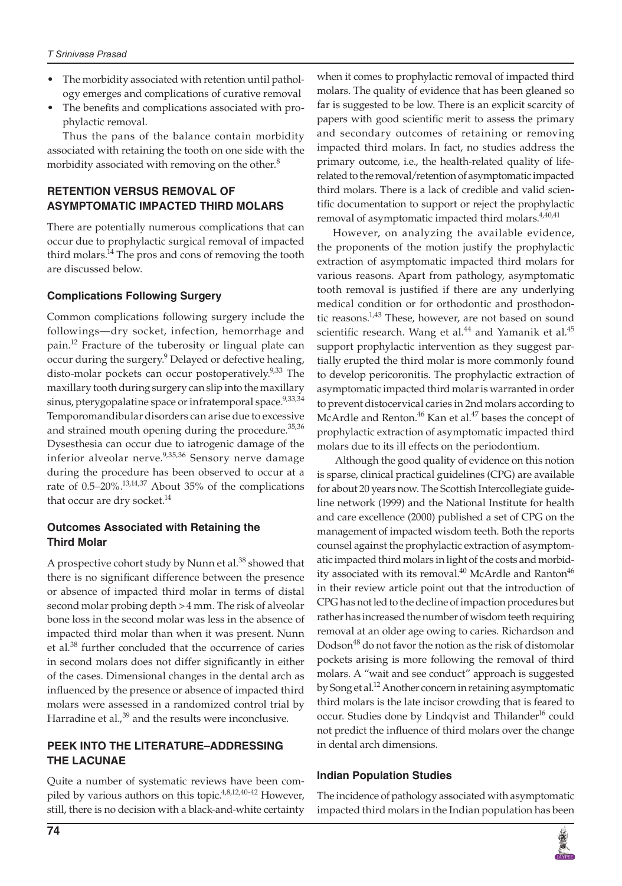- The morbidity associated with retention until pathology emerges and complications of curative removal
- The benefits and complications associated with prophylactic removal.

Thus the pans of the balance contain morbidity associated with retaining the tooth on one side with the morbidity associated with removing on the other.[8]

## RETENTION VERSUS REMOVAL OF ASYMPTOMATIC IMPACTED THIRD MOLARS

There are potentially numerous complications that can occur due to prophylactic surgical removal of impacted third molars.[14] The pros and cons of removing the tooth are discussed below.

### Complications Following Surgery

Common complications following surgery include the followings—dry socket, infection, hemorrhage and pain.[12] Fracture of the tuberosity or lingual plate can occur during the surgery.[9] Delayed or defective healing, disto-molar pockets can occur postoperatively.[9,33] The maxillary tooth during surgery can slip into the maxillary sinus, pterygopalatine space or infratemporal space.[9,33,34] Temporomandibular disorders can arise due to excessive and strained mouth opening during the procedure.[35,36] Dysesthesia can occur due to iatrogenic damage of the inferior alveolar nerve.[9,35,36] Sensory nerve damage during the procedure has been observed to occur at a rate of 0.5–20%.[13,14,37] About 35% of the complications that occur are dry socket.[14]

### Outcomes Associated with Retaining the Third Molar

A prospective cohort study by Nunn et al.[38] showed that there is no significant difference between the presence or absence of impacted third molar in terms of distal second molar probing depth >4 mm. The risk of alveolar bone loss in the second molar was less in the absence of impacted third molar than when it was present. Nunn et al.[38] further concluded that the occurrence of caries in second molars does not differ significantly in either of the cases. Dimensional changes in the dental arch as influenced by the presence or absence of impacted third molars were assessed in a randomized control trial by Harradine et al.,[39] and the results were inconclusive.

## PEEK INTO THE LITERATURE–ADDRESSING THE LACUNAE

Quite a number of systematic reviews have been compiled by various authors on this topic.[4,8,12,40-42] However, still, there is no decision with a black-and-white certainty when it comes to prophylactic removal of impacted third molars. The quality of evidence that has been gleaned so far is suggested to be low. There is an explicit scarcity of papers with good scientific merit to assess the primary and secondary outcomes of retaining or removing impacted third molars. In fact, no studies address the primary outcome, i.e., the health-related quality of life-related to the removal/retention of asymptomatic impacted third molars. There is a lack of credible and valid scientific documentation to support or reject the prophylactic removal of asymptomatic impacted third molars.[4,40,41]

However, on analyzing the available evidence, the proponents of the motion justify the prophylactic extraction of asymptomatic impacted third molars for various reasons. Apart from pathology, asymptomatic tooth removal is justified if there are any underlying medical condition or for orthodontic and prosthodontic reasons.[1,43] These, however, are not based on sound scientific research. Wang et al.[44] and Yamanik et al.[45] support prophylactic intervention as they suggest partially erupted the third molar is more commonly found to develop pericoronitis. The prophylactic extraction of asymptomatic impacted third molar is warranted in order to prevent distocervical caries in 2nd molars according to McArdle and Renton.[46] Kan et al.[47] bases the concept of prophylactic extraction of asymptomatic impacted third molars due to its ill effects on the periodontium.

Although the good quality of evidence on this notion is sparse, clinical practical guidelines (CPG) are available for about 20 years now. The Scottish Intercollegiate guideline network (1999) and the National Institute for health and care excellence (2000) published a set of CPG on the management of impacted wisdom teeth. Both the reports counsel against the prophylactic extraction of asymptomatic impacted third molars in light of the costs and morbidity associated with its removal.[40] McArdle and Ranton[46] in their review article point out that the introduction of CPG has not led to the decline of impaction procedures but rather has increased the number of wisdom teeth requiring removal at an older age owing to caries. Richardson and Dodson[48] do not favor the notion as the risk of distomolar pockets arising is more following the removal of third molars. A "wait and see conduct" approach is suggested by Song et al.[12] Another concern in retaining asymptomatic third molars is the late incisor crowding that is feared to occur. Studies done by Lindqvist and Thilander[16] could not predict the influence of third molars over the change in dental arch dimensions.

### Indian Population Studies

The incidence of pathology associated with asymptomatic impacted third molars in the Indian population has been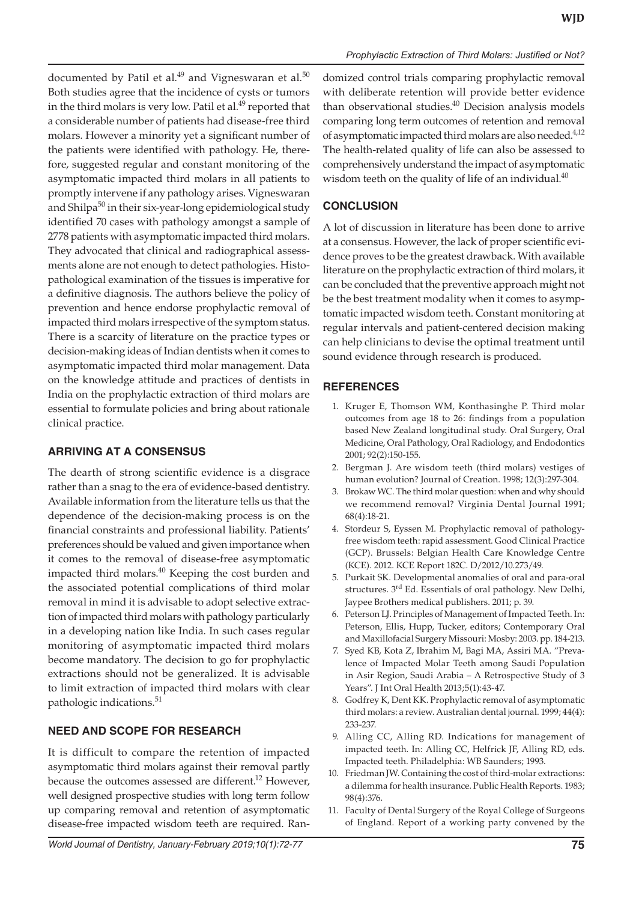documented by Patil et al.[49] and Vigneswaran et al.[50] Both studies agree that the incidence of cysts or tumors in the third molars is very low. Patil et al.[49] reported that a considerable number of patients had disease-free third molars. However a minority yet a significant number of the patients were identified with pathology. He, therefore, suggested regular and constant monitoring of the asymptomatic impacted third molars in all patients to promptly intervene if any pathology arises. Vigneswaran and Shilpa[50] in their six-year-long epidemiological study identified 70 cases with pathology amongst a sample of 2778 patients with asymptomatic impacted third molars. They advocated that clinical and radiographical assessments alone are not enough to detect pathologies. Histopathological examination of the tissues is imperative for a definitive diagnosis. The authors believe the policy of prevention and hence endorse prophylactic removal of impacted third molars irrespective of the symptom status. There is a scarcity of literature on the practice types or decision-making ideas of Indian dentists when it comes to asymptomatic impacted third molar management. Data on the knowledge attitude and practices of dentists in India on the prophylactic extraction of third molars are essential to formulate policies and bring about rationale clinical practice.

## ARRIVING AT A CONSENSUS

The dearth of strong scientific evidence is a disgrace rather than a snag to the era of evidence-based dentistry. Available information from the literature tells us that the dependence of the decision-making process is on the financial constraints and professional liability. Patients' preferences should be valued and given importance when it comes to the removal of disease-free asymptomatic impacted third molars.[40] Keeping the cost burden and the associated potential complications of third molar removal in mind it is advisable to adopt selective extraction of impacted third molars with pathology particularly in a developing nation like India. In such cases regular monitoring of asymptomatic impacted third molars become mandatory. The decision to go for prophylactic extractions should not be generalized. It is advisable to limit extraction of impacted third molars with clear pathologic indications.[51]

## NEED AND SCOPE FOR RESEARCH

It is difficult to compare the retention of impacted asymptomatic third molars against their removal partly because the outcomes assessed are different.[12] However, well designed prospective studies with long term follow up comparing removal and retention of asymptomatic disease-free impacted wisdom teeth are required. Randomized control trials comparing prophylactic removal with deliberate retention will provide better evidence than observational studies.[40] Decision analysis models comparing long term outcomes of retention and removal of asymptomatic impacted third molars are also needed.[4,12] The health-related quality of life can also be assessed to comprehensively understand the impact of asymptomatic wisdom teeth on the quality of life of an individual.[40]

## CONCLUSION

A lot of discussion in literature has been done to arrive at a consensus. However, the lack of proper scientific evidence proves to be the greatest drawback. With available literature on the prophylactic extraction of third molars, it can be concluded that the preventive approach might not be the best treatment modality when it comes to asymptomatic impacted wisdom teeth. Constant monitoring at regular intervals and patient-centered decision making can help clinicians to devise the optimal treatment until sound evidence through research is produced.

## REFERENCES

1. Kruger E, Thomson WM, Konthasinghe P. Third molar outcomes from age 18 to 26: findings from a population based New Zealand longitudinal study. Oral Surgery, Oral Medicine, Oral Pathology, Oral Radiology, and Endodontics 2001; 92(2):150-155.
2. Bergman J. Are wisdom teeth (third molars) vestiges of human evolution? Journal of Creation. 1998; 12(3):297-304.
3. Brokaw WC. The third molar question: when and why should we recommend removal? Virginia Dental Journal 1991; 68(4):18-21.
4. Stordeur S, Eyssen M. Prophylactic removal of pathology-free wisdom teeth: rapid assessment. Good Clinical Practice (GCP). Brussels: Belgian Health Care Knowledge Centre (KCE). 2012. KCE Report 182C. D/2012/10.273/49.
5. Purkait SK. Developmental anomalies of oral and para-oral structures. 3rd Ed. Essentials of oral pathology. New Delhi, Jaypee Brothers medical publishers. 2011; p. 39.
6. Peterson LJ. Principles of Management of Impacted Teeth. In: Peterson, Ellis, Hupp, Tucker, editors; Contemporary Oral and Maxillofacial Surgery Missouri: Mosby: 2003. pp. 184-213.
7. Syed KB, Kota Z, Ibrahim M, Bagi MA, Assiri MA. "Prevalence of Impacted Molar Teeth among Saudi Population in Asir Region, Saudi Arabia – A Retrospective Study of 3 Years". J Int Oral Health 2013;5(1):43-47.
8. Godfrey K, Dent KK. Prophylactic removal of asymptomatic third molars: a review. Australian dental journal. 1999; 44(4): 233-237.
9. Alling CC, Alling RD. Indications for management of impacted teeth. In: Alling CC, Helfrick JF, Alling RD, eds. Impacted teeth. Philadelphia: WB Saunders; 1993.
10. Friedman JW. Containing the cost of third-molar extractions: a dilemma for health insurance. Public Health Reports. 1983; 98(4):376.
11. Faculty of Dental Surgery of the Royal College of Surgeons of England. Report of a working party convened by the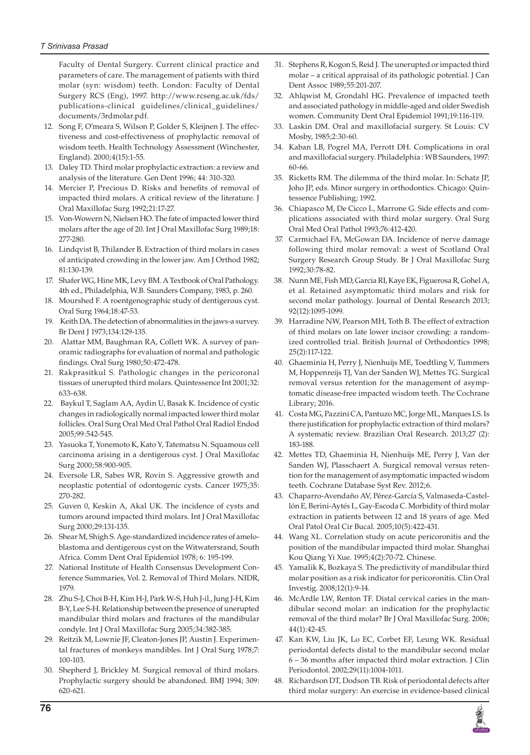Faculty of Dental Surgery. Current clinical practice and parameters of care. The management of patients with third molar (syn: wisdom) teeth. London: Faculty of Dental Surgery RCS (Eng), 1997. http://www.rcseng.ac.uk/fds/publications-clinical guidelines/clinical_guidelines/documents/3rdmolar.pdf.

12. Song F, O'meara S, Wilson P, Golder S, Kleijnen J. The effectiveness and cost-effectiveness of prophylactic removal of wisdom teeth. Health Technology Assessment (Winchester, England). 2000;4(15):1-55.
13. Daley TD. Third molar prophylactic extraction: a review and analysis of the literature. Gen Dent 1996; 44: 310-320.
14. Mercier P, Precious D. Risks and benefits of removal of impacted third molars. A critical review of the literature. J Oral Maxillofac Surg 1992;21:17-27.
15. Von-Wowern N, Nielsen HO. The fate of impacted lower third molars after the age of 20. Int J Oral Maxillofac Surg 1989;18: 277-280.
16. Lindqvist B, Thilander B. Extraction of third molars in cases of anticipated crowding in the lower jaw. Am J Orthod 1982; 81:130-139.
17. Shafer WG, Hine MK, Levy BM. A Textbook of Oral Pathology. 4th ed., Philadelphia, W.B. Saunders Company, 1983, p. 260.
18. Mourshed F. A roentgenographic study of dentigerous cyst. Oral Surg 1964;18:47-53.
19. Keith DA. The detection of abnormalities in the jaws-a survey. Br Dent J 1973;134:129-135.
20. Alattar MM, Baughman RA, Collett WK. A survey of panoramic radiographs for evaluation of normal and pathologic findings. Oral Surg 1980;50:472-478.
21. Rakprasitkul S. Pathologic changes in the pericoronal tissues of unerupted third molars. Quintessence Int 2001;32: 633-638.
22. Baykul T, Saglam AA, Aydin U, Basak K. Incidence of cystic changes in radiologically normal impacted lower third molar follicles. Oral Surg Oral Med Oral Pathol Oral Radiol Endod 2005;99:542-545.
23. Yasuoka T, Yonemoto K, Kato Y, Tatematsu N. Squamous cell carcinoma arising in a dentigerous cyst. J Oral Maxillofac Surg 2000;58:900-905.
24. Eversole LR, Sabes WR, Rovin S. Aggressive growth and neoplastic potential of odontogenic cysts. Cancer 1975;35: 270-282.
25. Guven 0, Keskin A, Akal UK. The incidence of cysts and tumors around impacted third molars. Int J Oral Maxillofac Surg 2000;29:131-135.
26. Shear M, Shigh S. Age-standardized incidence rates of ameloblastoma and dentigerous cyst on the Witwatersrand, South Africa. Comm Dent Oral Epidemiol 1978; 6: 195-199.
27. National Institute of Health Consensus Development Conference Summaries, Vol. 2. Removal of Third Molars. NIDR, 1979.
28. Zhu S-J, Choi B-H, Kim H-J, Park W-S, Huh J-il., Jung J-H, Kim B-Y, Lee S-H. Relationship between the presence of unerupted mandibular third molars and fractures of the mandibular condyle. Int J Oral Maxillofac Surg 2005;34:382-385.
29. Reitzik M, Lownie JF, Cleaton-Jones JP, Austin J. Experimental fractures of monkeys mandibles. Int J Oral Surg 1978;7: 100-103.
30. Shepherd J, Brickley M. Surgical removal of third molars. Prophylactic surgery should be abandoned. BMJ 1994; 309: 620-621.
31. Stephens R, Kogon S, Reid J. The unerupted or impacted third molar – a critical appraisal of its pathologic potential. J Can Dent Assoc 1989;55:201-207.
32. Ahlqwist M, Grondahl HG. Prevalence of impacted teeth and associated pathology in middle-aged and older Swedish women. Community Dent Oral Epidemiol 1991;19:116-119.
33. Laskin DM. Oral and maxillofacial surgery. St Louis: CV Mosby, 1985;2:30-60.
34. Kaban LB, Pogrel MA, Perrott DH. Complications in oral and maxillofacial surgery. Philadelphia : WB Saunders, 1997: 60-66.
35. Ricketts RM. The dilemma of the third molar. In: Schatz JP, Joho JP, eds. Minor surgery in orthodontics. Chicago: Quintessence Publishing; 1992.
36. Chiapasco M, De Cicco L, Marrone G. Side effects and complications associated with third molar surgery. Oral Surg Oral Med Oral Pathol 1993;76:412-420.
37. Carmichael FA, McGowan DA. Incidence of nerve damage following third molar removal: a west of Scotland Oral Surgery Research Group Study. Br J Oral Maxillofac Surg 1992;30:78-82.
38. Nunn ME, Fish MD, Garcia RI, Kaye EK, Figuerosa R, Gohel A, et al. Retained asymptomatic third molars and risk for second molar pathology. Journal of Dental Research 2013; 92(12):1095-1099.
39. Harradine NW, Pearson MH, Toth B. The effect of extraction of third molars on late lower incisor crowding: a randomized controlled trial. British Journal of Orthodontics 1998; 25(2):117-122.
40. Ghaeminia H, Perry J, Nienhuijs ME, Toedtling V, Tummers M, Hoppenreijs TJ, Van der Sanden WJ, Mettes TG. Surgical removal versus retention for the management of asymptomatic disease-free impacted wisdom teeth. The Cochrane Library; 2016.
41. Costa MG, Pazzini CA, Pantuzo MC, Jorge ML, Marques LS. Is there justification for prophylactic extraction of third molars? A systematic review. Brazilian Oral Research. 2013;27 (2): 183-188.
42. Mettes TD, Ghaeminia H, Nienhuijs ME, Perry J, Van der Sanden WJ, Plasschaert A. Surgical removal versus retention for the management of asymptomatic impacted wisdom teeth. Cochrane Database Syst Rev. 2012;6.
43. Chaparro-Avendaño AV, Pérez-García S, Valmaseda-Castellón E, Berini-Aytés L, Gay-Escoda C. Morbidity of third molar extraction in patients between 12 and 18 years of age. Med Oral Patol Oral Cir Bucal. 2005;10(5):422-431.
44. Wang XL. Correlation study on acute pericoronitis and the position of the mandibular impacted third molar. Shanghai Kou Qiang Yi Xue. 1995;4(2):70-72. Chinese.
45. Yamalik K, Bozkaya S. The predictivity of mandibular third molar position as a risk indicator for pericoronitis. Clin Oral Investig. 2008;12(1):9-14.
46. McArdle LW, Renton TF. Distal cervical caries in the mandibular second molar: an indication for the prophylactic removal of the third molar? Br J Oral Maxillofac Surg. 2006; 44(1):42-45.
47. Kan KW, Liu JK, Lo EC, Corbet EF, Leung WK. Residual periodontal defects distal to the mandibular second molar 6 – 36 months after impacted third molar extraction. J Clin Periodontol. 2002;29(11):1004-1011.
48. Richardson DT, Dodson TB. Risk of periodontal defects after third molar surgery: An exercise in evidence-based clinical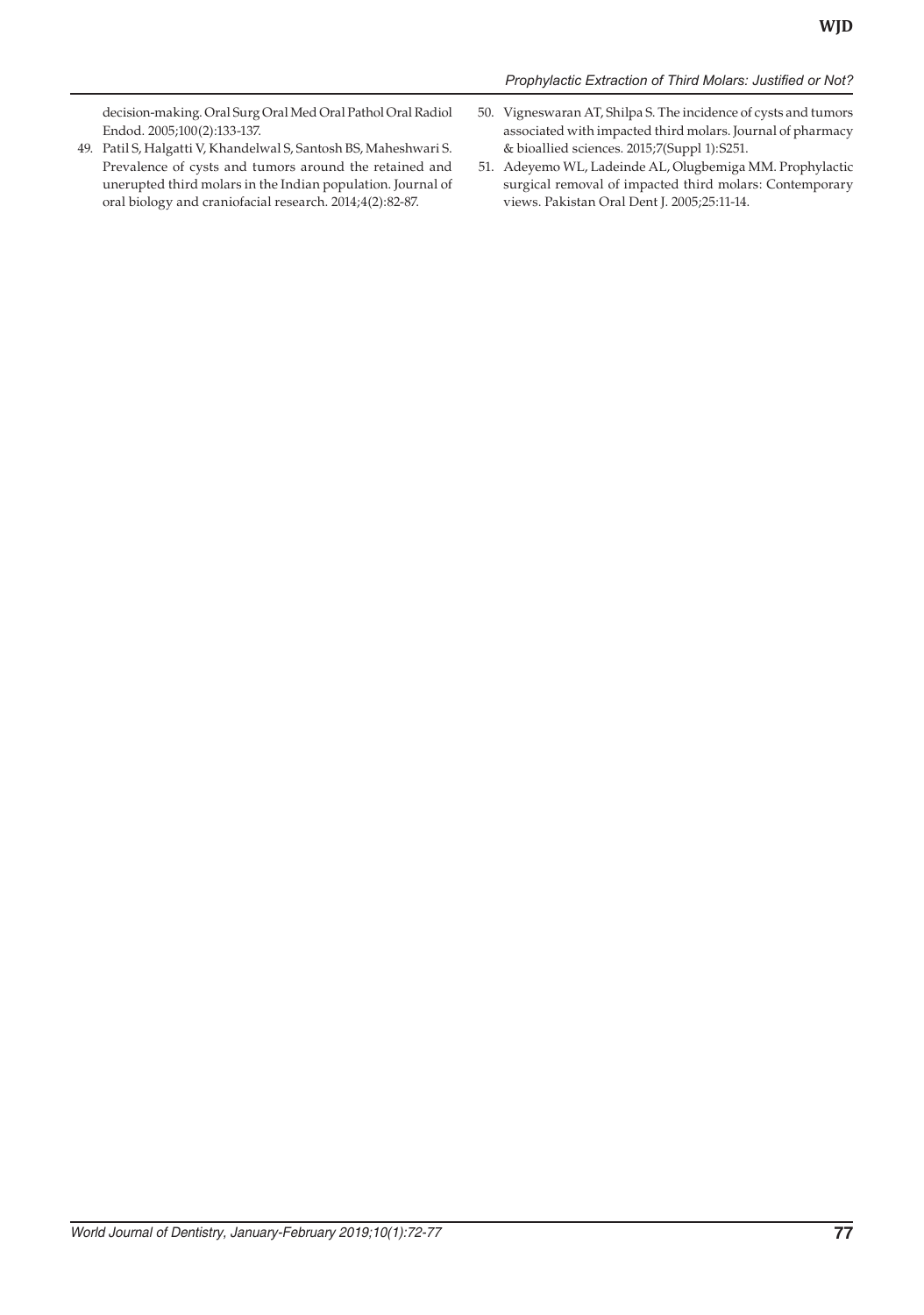decision-making. Oral Surg Oral Med Oral Pathol Oral Radiol Endod. 2005;100(2):133-137.

49. Patil S, Halgatti V, Khandelwal S, Santosh BS, Maheshwari S. Prevalence of cysts and tumors around the retained and unerupted third molars in the Indian population. Journal of oral biology and craniofacial research. 2014;4(2):82-87.
50. Vigneswaran AT, Shilpa S. The incidence of cysts and tumors associated with impacted third molars. Journal of pharmacy & bioallied sciences. 2015;7(Suppl 1):S251.
51. Adeyemo WL, Ladeinde AL, Olugbemiga MM. Prophylactic surgical removal of impacted third molars: Contemporary views. Pakistan Oral Dent J. 2005;25:11-14.